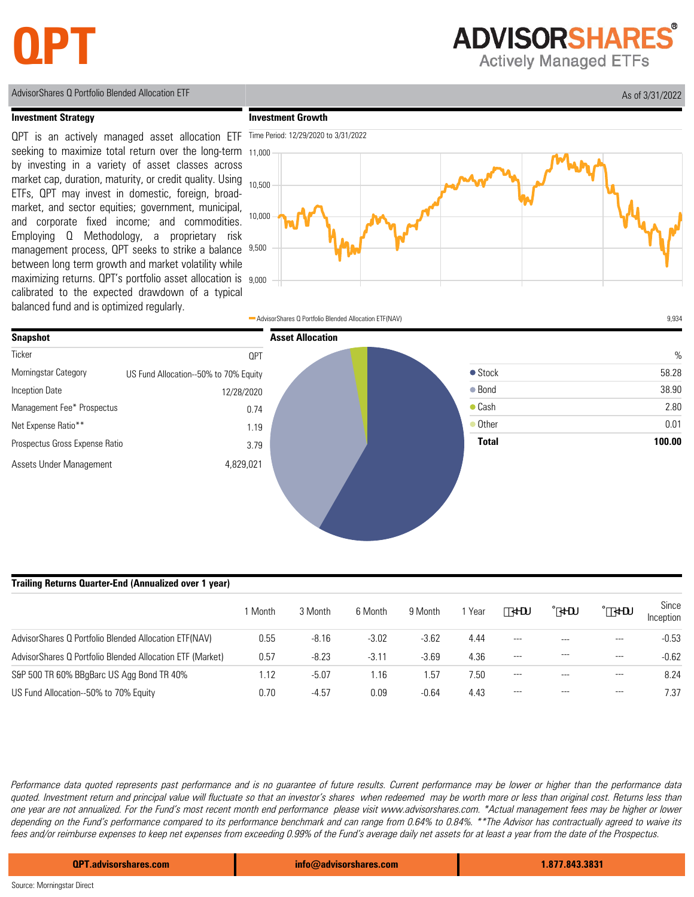# QPT

**ADVISORSHARES**
Actively Managed ETFs

AdvisorShares Q Portfolio Blended Allocation ETF

As of 3/31/2022

## Investment Strategy

QPT is an actively managed asset allocation ETF seeking to maximize total return over the long-term by investing in a variety of asset classes across market cap, duration, maturity, or credit quality. Using ETFs, QPT may invest in domestic, foreign, broad-market, and sector equities; government, municipal, and corporate fixed income; and commodities. Employing Q Methodology, a proprietary risk management process, QPT seeks to strike a balance between long term growth and market volatility while maximizing returns. QPT's portfolio asset allocation is calibrated to the expected drawdown of a typical balanced fund and is optimized regularly.

## Investment Growth

Time Period: 12/29/2020 to 3/31/2022

AdvisorShares Q Portfolio Blended Allocation ETF(NAV) 9,934

## Snapshot

| | |
|---|---|
| Ticker | QPT |
| Morningstar Category | US Fund Allocation--50% to 70% Equity |
| Inception Date | 12/28/2020 |
| Management Fee* Prospectus | 0.74 |
| Net Expense Ratio** | 1.19 |
| Prospectus Gross Expense Ratio | 3.79 |
| Assets Under Management | 4,829,021 |

## Asset Allocation

| | % |
|---|---|
| Stock | 58.28 |
| Bond | 38.90 |
| Cash | 2.80 |
| Other | 0.01 |
| **Total** | **100.00** |

## Trailing Returns Quarter-End (Annualized over 1 year)

| | 1 Month | 3 Month | 6 Month | 9 Month | 1 Year | 3 Year | 5 Year | 10 Year | Since Inception |
|---|---|---|---|---|---|---|---|---|---|
| AdvisorShares Q Portfolio Blended Allocation ETF(NAV) | 0.55 | -8.16 | -3.02 | -3.62 | 4.44 | --- | --- | --- | -0.53 |
| AdvisorShares Q Portfolio Blended Allocation ETF (Market) | 0.57 | -8.23 | -3.11 | -3.69 | 4.36 | --- | --- | --- | -0.62 |
| S&P 500 TR 60% BBgBarc US Agg Bond TR 40% | 1.12 | -5.07 | 1.16 | 1.57 | 7.50 | --- | --- | --- | 8.24 |
| US Fund Allocation--50% to 70% Equity | 0.70 | -4.57 | 0.09 | -0.64 | 4.43 | --- | --- | --- | 7.37 |

*Performance data quoted represents past performance and is no guarantee of future results. Current performance may be lower or higher than the performance data quoted. Investment return and principal value will fluctuate so that an investor's shares when redeemed may be worth more or less than original cost. Returns less than one year are not annualized. For the Fund's most recent month end performance please visit www.advisorshares.com. \*Actual management fees may be higher or lower depending on the Fund's performance compared to its performance benchmark and can range from 0.64% to 0.84%. \*\*The Advisor has contractually agreed to waive its fees and/or reimburse expenses to keep net expenses from exceeding 0.99% of the Fund's average daily net assets for at least a year from the date of the Prospectus.*

QPT.advisorshares.com | info@advisorshares.com | 1.877.843.3831

Source: Morningstar Direct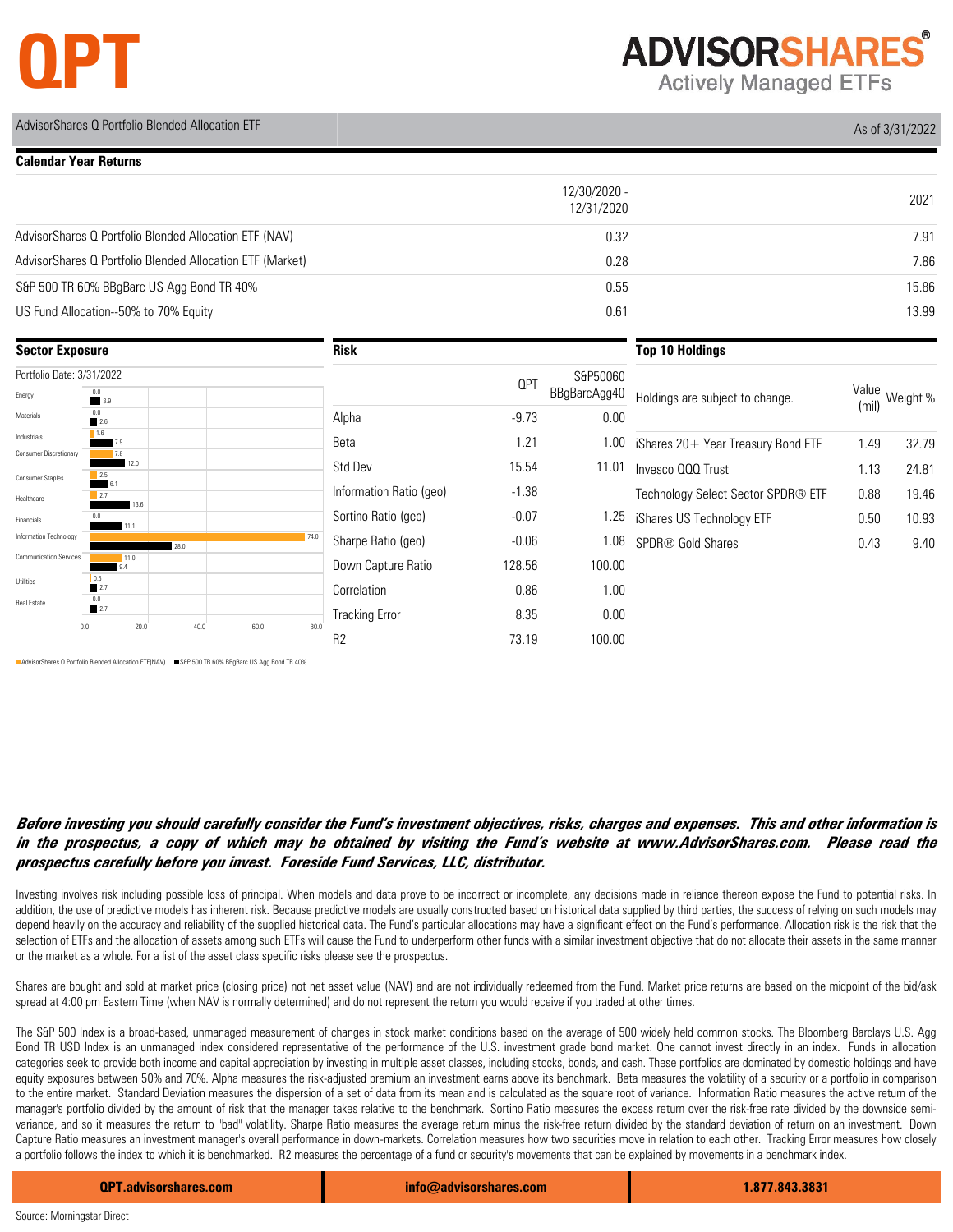# QPT

**ADVISORSHARES®**
Actively Managed ETFs

AdvisorShares Q Portfolio Blended Allocation ETF — As of 3/31/2022

## Calendar Year Returns

| | 12/30/2020 - 12/31/2020 | 2021 |
|---|---|---|
| AdvisorShares Q Portfolio Blended Allocation ETF (NAV) | 0.32 | 7.91 |
| AdvisorShares Q Portfolio Blended Allocation ETF (Market) | 0.28 | 7.86 |
| S&P 500 TR 60% BBgBarc US Agg Bond TR 40% | 0.55 | 15.86 |
| US Fund Allocation--50% to 70% Equity | 0.61 | 13.99 |

## Sector Exposure

Portfolio Date: 3/31/2022

Energy
0.0
3.9
Materials
0.0
2.6
Industrials
1.6
7.9
Consumer Discretionary
7.8
12.0
Consumer Staples
2.5
6.1
Healthcare
2.7
13.6
Financials
0.0
11.1
Information Technology
74.0
28.0
Communication Services
11.0
9.4
Utilities
0.5
2.7
Real Estate
0.0
2.7

0.0 20.0 40.0 60.0 80.0

AdvisorShares Q Portfolio Blended Allocation ETF(NAV) S&P 500 TR 60% BBgBarc US Agg Bond TR 40%

## Risk

| | QPT | S&P50060 BBgBarcAgg40 |
|---|---|---|
| Alpha | -9.73 | 0.00 |
| Beta | 1.21 | 1.00 |
| Std Dev | 15.54 | 11.01 |
| Information Ratio (geo) | -1.38 | |
| Sortino Ratio (geo) | -0.07 | 1.25 |
| Sharpe Ratio (geo) | -0.06 | 1.08 |
| Down Capture Ratio | 128.56 | 100.00 |
| Correlation | 0.86 | 1.00 |
| Tracking Error | 8.35 | 0.00 |
| R2 | 73.19 | 100.00 |

## Top 10 Holdings

| Holdings are subject to change. | Value (mil) | Weight % |
|---|---|---|
| iShares 20+ Year Treasury Bond ETF | 1.49 | 32.79 |
| Invesco QQQ Trust | 1.13 | 24.81 |
| Technology Select Sector SPDR® ETF | 0.88 | 19.46 |
| iShares US Technology ETF | 0.50 | 10.93 |
| SPDR® Gold Shares | 0.43 | 9.40 |

***Before investing you should carefully consider the Fund's investment objectives, risks, charges and expenses. This and other information is in the prospectus, a copy of which may be obtained by visiting the Fund's website at www.AdvisorShares.com. Please read the prospectus carefully before you invest. Foreside Fund Services, LLC, distributor.***

Investing involves risk including possible loss of principal. When models and data prove to be incorrect or incomplete, any decisions made in reliance thereon expose the Fund to potential risks. In addition, the use of predictive models has inherent risk. Because predictive models are usually constructed based on historical data supplied by third parties, the success of relying on such models may depend heavily on the accuracy and reliability of the supplied historical data. The Fund's particular allocations may have a significant effect on the Fund's performance. Allocation risk is the risk that the selection of ETFs and the allocation of assets among such ETFs will cause the Fund to underperform other funds with a similar investment objective that do not allocate their assets in the same manner or the market as a whole. For a list of the asset class specific risks please see the prospectus.

Shares are bought and sold at market price (closing price) not net asset value (NAV) and are not individually redeemed from the Fund. Market price returns are based on the midpoint of the bid/ask spread at 4:00 pm Eastern Time (when NAV is normally determined) and do not represent the return you would receive if you traded at other times.

The S&P 500 Index is a broad-based, unmanaged measurement of changes in stock market conditions based on the average of 500 widely held common stocks. The Bloomberg Barclays U.S. Agg Bond TR USD Index is an unmanaged index considered representative of the performance of the U.S. investment grade bond market. One cannot invest directly in an index. Funds in allocation categories seek to provide both income and capital appreciation by investing in multiple asset classes, including stocks, bonds, and cash. These portfolios are dominated by domestic holdings and have equity exposures between 50% and 70%. Alpha measures the risk-adjusted premium an investment earns above its benchmark. Beta measures the volatility of a security or a portfolio in comparison to the entire market. Standard Deviation measures the dispersion of a set of data from its mean and is calculated as the square root of variance. Information Ratio measures the active return of the manager's portfolio divided by the amount of risk that the manager takes relative to the benchmark. Sortino Ratio measures the excess return over the risk-free rate divided by the downside semi-variance, and so it measures the return to "bad" volatility. Sharpe Ratio measures the average return minus the risk-free return divided by the standard deviation of return on an investment. Down Capture Ratio measures an investment manager's overall performance in down-markets. Correlation measures how two securities move in relation to each other. Tracking Error measures how closely a portfolio follows the index to which it is benchmarked. R2 measures the percentage of a fund or security's movements that can be explained by movements in a benchmark index.

QPT.advisorshares.com | info@advisorshares.com | 1.877.843.3831

Source: Morningstar Direct